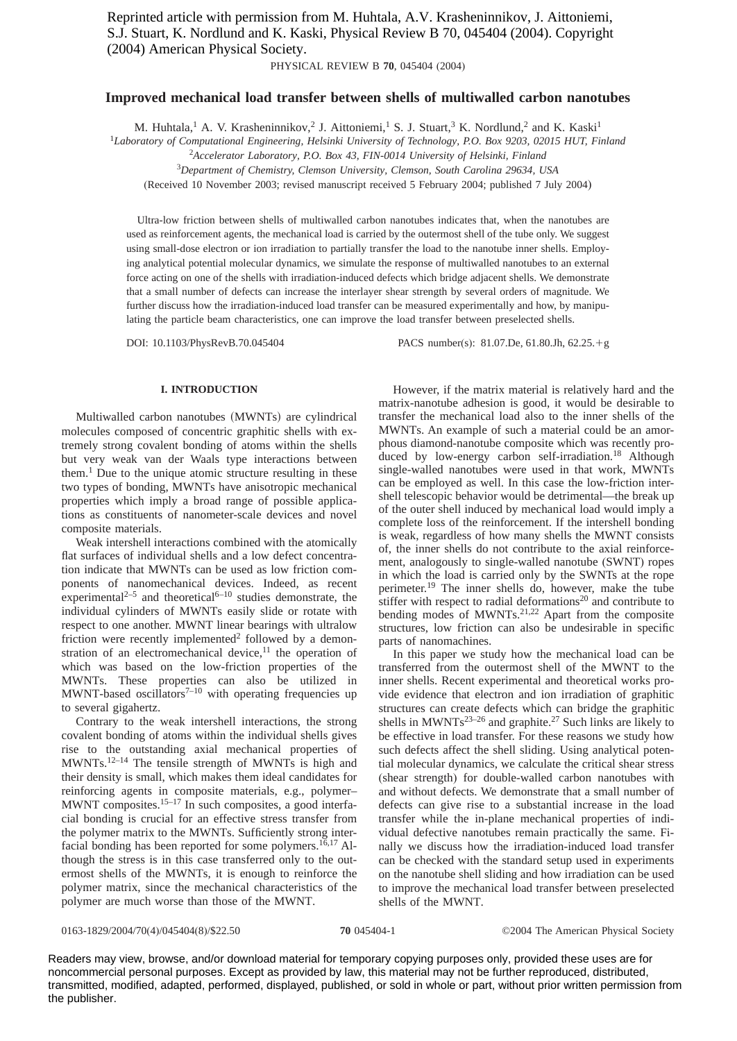Reprinted article with permission from M. Huhtala, A.V. Krasheninnikov, J. Aittoniemi, S.J. Stuart, K. Nordlund and K. Kaski, Physical Review B 70, 045404 (2004). Copyright (2004) American Physical Society.

# Improved mechanical load transfer between shells of multiwalled carbon nanotubes

M. Huhtala,[1] A. V. Krasheninnikov,[2] J. Aittoniemi,[1] S. J. Stuart,[3] K. Nordlund,[2] and K. Kaski[1]

[1]*Laboratory of Computational Engineering, Helsinki University of Technology, P.O. Box 9203, 02015 HUT, Finland*

[2]*Accelerator Laboratory, P.O. Box 43, FIN-0014 University of Helsinki, Finland*

[3]*Department of Chemistry, Clemson University, Clemson, South Carolina 29634, USA*

(Received 10 November 2003; revised manuscript received 5 February 2004; published 7 July 2004)

Ultra-low friction between shells of multiwalled carbon nanotubes indicates that, when the nanotubes are used as reinforcement agents, the mechanical load is carried by the outermost shell of the tube only. We suggest using small-dose electron or ion irradiation to partially transfer the load to the nanotube inner shells. Employing analytical potential molecular dynamics, we simulate the response of multiwalled nanotubes to an external force acting on one of the shells with irradiation-induced defects which bridge adjacent shells. We demonstrate that a small number of defects can increase the interlayer shear strength by several orders of magnitude. We further discuss how the irradiation-induced load transfer can be measured experimentally and how, by manipulating the particle beam characteristics, one can improve the load transfer between preselected shells.

DOI: 10.1103/PhysRevB.70.045404 PACS number(s): 81.07.De, 61.80.Jh, 62.25.+g

## I. INTRODUCTION

Multiwalled carbon nanotubes (MWNTs) are cylindrical molecules composed of concentric graphitic shells with extremely strong covalent bonding of atoms within the shells but very weak van der Waals type interactions between them.[1] Due to the unique atomic structure resulting in these two types of bonding, MWNTs have anisotropic mechanical properties which imply a broad range of possible applications as constituents of nanometer-scale devices and novel composite materials.

Weak intershell interactions combined with the atomically flat surfaces of individual shells and a low defect concentration indicate that MWNTs can be used as low friction components of nanomechanical devices. Indeed, as recent experimental[2–5] and theoretical[6–10] studies demonstrate, the individual cylinders of MWNTs easily slide or rotate with respect to one another. MWNT linear bearings with ultralow friction were recently implemented[2] followed by a demonstration of an electromechanical device,[11] the operation of which was based on the low-friction properties of the MWNTs. These properties can also be utilized in MWNT-based oscillators[7–10] with operating frequencies up to several gigahertz.

Contrary to the weak intershell interactions, the strong covalent bonding of atoms within the individual shells gives rise to the outstanding axial mechanical properties of MWNTs.[12–14] The tensile strength of MWNTs is high and their density is small, which makes them ideal candidates for reinforcing agents in composite materials, e.g., polymer–MWNT composites.[15–17] In such composites, a good interfacial bonding is crucial for an effective stress transfer from the polymer matrix to the MWNTs. Sufficiently strong interfacial bonding has been reported for some polymers.[16,17] Although the stress is in this case transferred only to the outermost shells of the MWNTs, it is enough to reinforce the polymer matrix, since the mechanical characteristics of the polymer are much worse than those of the MWNT.

However, if the matrix material is relatively hard and the matrix-nanotube adhesion is good, it would be desirable to transfer the mechanical load also to the inner shells of the MWNTs. An example of such a material could be an amorphous diamond-nanotube composite which was recently produced by low-energy carbon self-irradiation.[18] Although single-walled nanotubes were used in that work, MWNTs can be employed as well. In this case the low-friction intershell telescopic behavior would be detrimental—the break up of the outer shell induced by mechanical load would imply a complete loss of the reinforcement. If the intershell bonding is weak, regardless of how many shells the MWNT consists of, the inner shells do not contribute to the axial reinforcement, analogously to single-walled nanotube (SWNT) ropes in which the load is carried only by the SWNTs at the rope perimeter.[19] The inner shells do, however, make the tube stiffer with respect to radial deformations[20] and contribute to bending modes of MWNTs.[21,22] Apart from the composite structures, low friction can also be undesirable in specific parts of nanomachines.

In this paper we study how the mechanical load can be transferred from the outermost shell of the MWNT to the inner shells. Recent experimental and theoretical works provide evidence that electron and ion irradiation of graphitic structures can create defects which can bridge the graphitic shells in MWNTs[23–26] and graphite.[27] Such links are likely to be effective in load transfer. For these reasons we study how such defects affect the shell sliding. Using analytical potential molecular dynamics, we calculate the critical shear stress (shear strength) for double-walled carbon nanotubes with and without defects. We demonstrate that a small number of defects can give rise to a substantial increase in the load transfer while the in-plane mechanical properties of individual defective nanotubes remain practically the same. Finally we discuss how the irradiation-induced load transfer can be checked with the standard setup used in experiments on the nanotube shell sliding and how irradiation can be used to improve the mechanical load transfer between preselected shells of the MWNT.

0163-1829/2004/70(4)/045404(8)/$22.50 ©2004 The American Physical Society

Readers may view, browse, and/or download material for temporary copying purposes only, provided these uses are for noncommercial personal purposes. Except as provided by law, this material may not be further reproduced, distributed, transmitted, modified, adapted, performed, displayed, published, or sold in whole or part, without prior written permission from the publisher.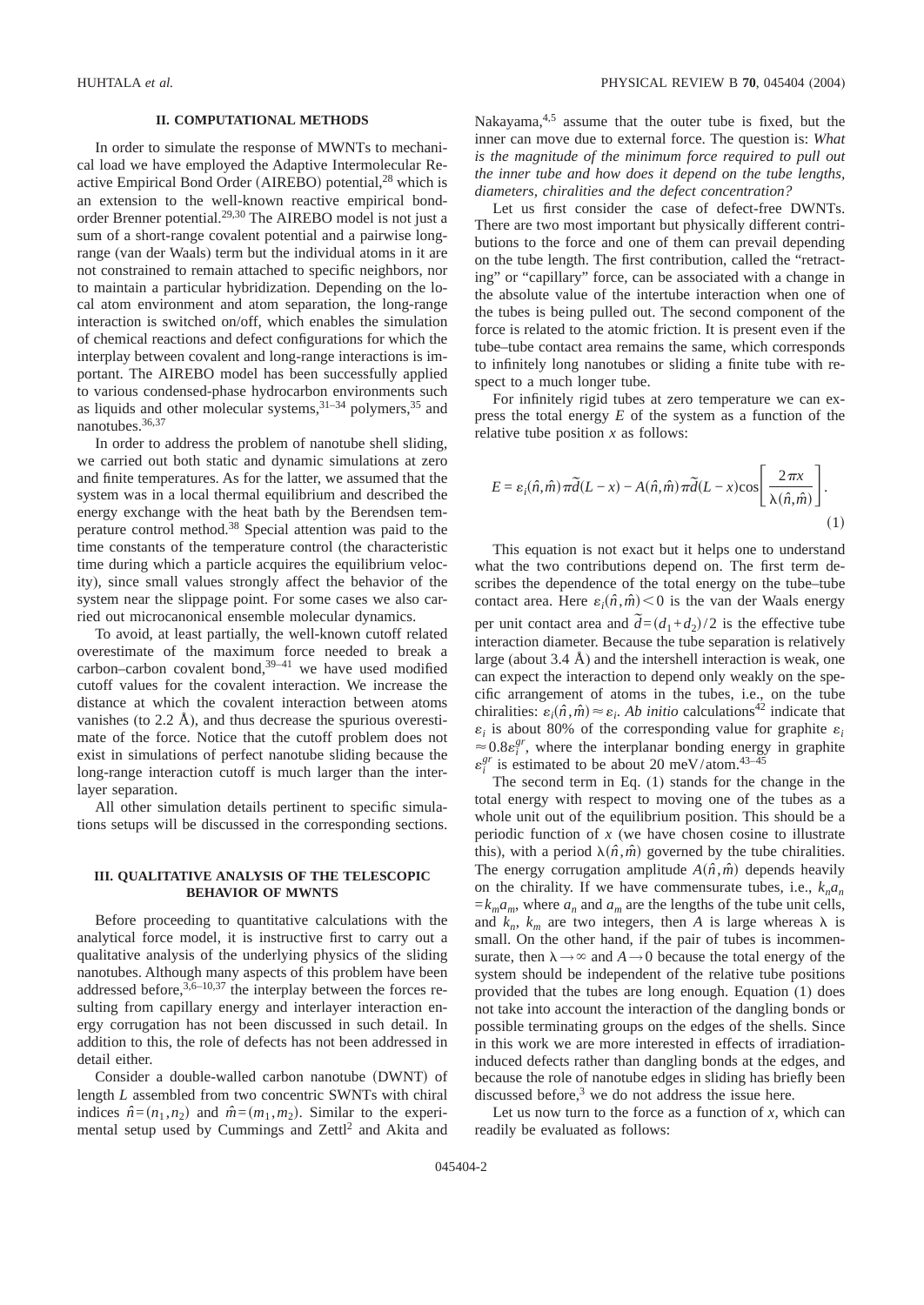## II. COMPUTATIONAL METHODS

In order to simulate the response of MWNTs to mechanical load we have employed the Adaptive Intermolecular Reactive Empirical Bond Order (AIREBO) potential,[28] which is an extension to the well-known reactive empirical bond-order Brenner potential.[29,30] The AIREBO model is not just a sum of a short-range covalent potential and a pairwise long-range (van der Waals) term but the individual atoms in it are not constrained to remain attached to specific neighbors, nor to maintain a particular hybridization. Depending on the local atom environment and atom separation, the long-range interaction is switched on/off, which enables the simulation of chemical reactions and defect configurations for which the interplay between covalent and long-range interactions is important. The AIREBO model has been successfully applied to various condensed-phase hydrocarbon environments such as liquids and other molecular systems,[31–34] polymers,[35] and nanotubes.[36,37]

In order to address the problem of nanotube shell sliding, we carried out both static and dynamic simulations at zero and finite temperatures. As for the latter, we assumed that the system was in a local thermal equilibrium and described the energy exchange with the heat bath by the Berendsen temperature control method.[38] Special attention was paid to the time constants of the temperature control (the characteristic time during which a particle acquires the equilibrium velocity), since small values strongly affect the behavior of the system near the slippage point. For some cases we also carried out microcanonical ensemble molecular dynamics.

To avoid, at least partially, the well-known cutoff related overestimate of the maximum force needed to break a carbon–carbon covalent bond,[39–41] we have used modified cutoff values for the covalent interaction. We increase the distance at which the covalent interaction between atoms vanishes (to 2.2 Å), and thus decrease the spurious overestimate of the force. Notice that the cutoff problem does not exist in simulations of perfect nanotube sliding because the long-range interaction cutoff is much larger than the interlayer separation.

All other simulation details pertinent to specific simulations setups will be discussed in the corresponding sections.

## III. QUALITATIVE ANALYSIS OF THE TELESCOPIC BEHAVIOR OF MWNTS

Before proceeding to quantitative calculations with the analytical force model, it is instructive first to carry out a qualitative analysis of the underlying physics of the sliding nanotubes. Although many aspects of this problem have been addressed before,[3,6–10,37] the interplay between the forces resulting from capillary energy and interlayer interaction energy corrugation has not been discussed in such detail. In addition to this, the role of defects has not been addressed in detail either.

Consider a double-walled carbon nanotube (DWNT) of length $L$ assembled from two concentric SWNTs with chiral indices $\hat{n}=(n_1,n_2)$ and $\hat{m}=(m_1,m_2)$. Similar to the experimental setup used by Cummings and Zettl[2] and Akita and Nakayama,[4,5] assume that the outer tube is fixed, but the inner can move due to external force. The question is: *What is the magnitude of the minimum force required to pull out the inner tube and how does it depend on the tube lengths, diameters, chiralities and the defect concentration?*

Let us first consider the case of defect-free DWNTs. There are two most important but physically different contributions to the force and one of them can prevail depending on the tube length. The first contribution, called the "retracting" or "capillary" force, can be associated with a change in the absolute value of the intertube interaction when one of the tubes is being pulled out. The second component of the force is related to the atomic friction. It is present even if the tube–tube contact area remains the same, which corresponds to infinitely long nanotubes or sliding a finite tube with respect to a much longer tube.

For infinitely rigid tubes at zero temperature we can express the total energy $E$ of the system as a function of the relative tube position $x$ as follows:

$$E=\varepsilon_i(\hat{n},\hat{m})\pi\tilde{d}(L-x)-A(\hat{n},\hat{m})\pi\tilde{d}(L-x)\cos\left[\frac{2\pi x}{\lambda(\hat{n},\hat{m})}\right]. \tag{1}$$

This equation is not exact but it helps one to understand what the two contributions depend on. The first term describes the dependence of the total energy on the tube–tube contact area. Here $\varepsilon_i(\hat{n},\hat{m})<0$ is the van der Waals energy per unit contact area and $\tilde{d}=(d_1+d_2)/2$ is the effective tube interaction diameter. Because the tube separation is relatively large (about 3.4 Å) and the intershell interaction is weak, one can expect the interaction to depend only weakly on the specific arrangement of atoms in the tubes, i.e., on the tube chiralities: $\varepsilon_i(\hat{n},\hat{m})\approx\varepsilon_i$. *Ab initio* calculations[42] indicate that $\varepsilon_i$ is about 80% of the corresponding value for graphite $\varepsilon_i\approx 0.8\varepsilon_i^{gr}$, where the interplanar bonding energy in graphite $\varepsilon_i^{gr}$ is estimated to be about 20 meV/atom.[43–45]

The second term in Eq. (1) stands for the change in the total energy with respect to moving one of the tubes as a whole unit out of the equilibrium position. This should be a periodic function of $x$ (we have chosen cosine to illustrate this), with a period $\lambda(\hat{n},\hat{m})$ governed by the tube chiralities. The energy corrugation amplitude $A(\hat{n},\hat{m})$ depends heavily on the chirality. If we have commensurate tubes, i.e., $k_n a_n = k_m a_m$, where $a_n$ and $a_m$ are the lengths of the tube unit cells, and $k_n$, $k_m$ are two integers, then $A$ is large whereas $\lambda$ is small. On the other hand, if the pair of tubes is incommensurate, then $\lambda\to\infty$ and $A\to 0$ because the total energy of the system should be independent of the relative tube positions provided that the tubes are long enough. Equation (1) does not take into account the interaction of the dangling bonds or possible terminating groups on the edges of the shells. Since in this work we are more interested in effects of irradiation-induced defects rather than dangling bonds at the edges, and because the role of nanotube edges in sliding has briefly been discussed before,[3] we do not address the issue here.

Let us now turn to the force as a function of $x$, which can readily be evaluated as follows: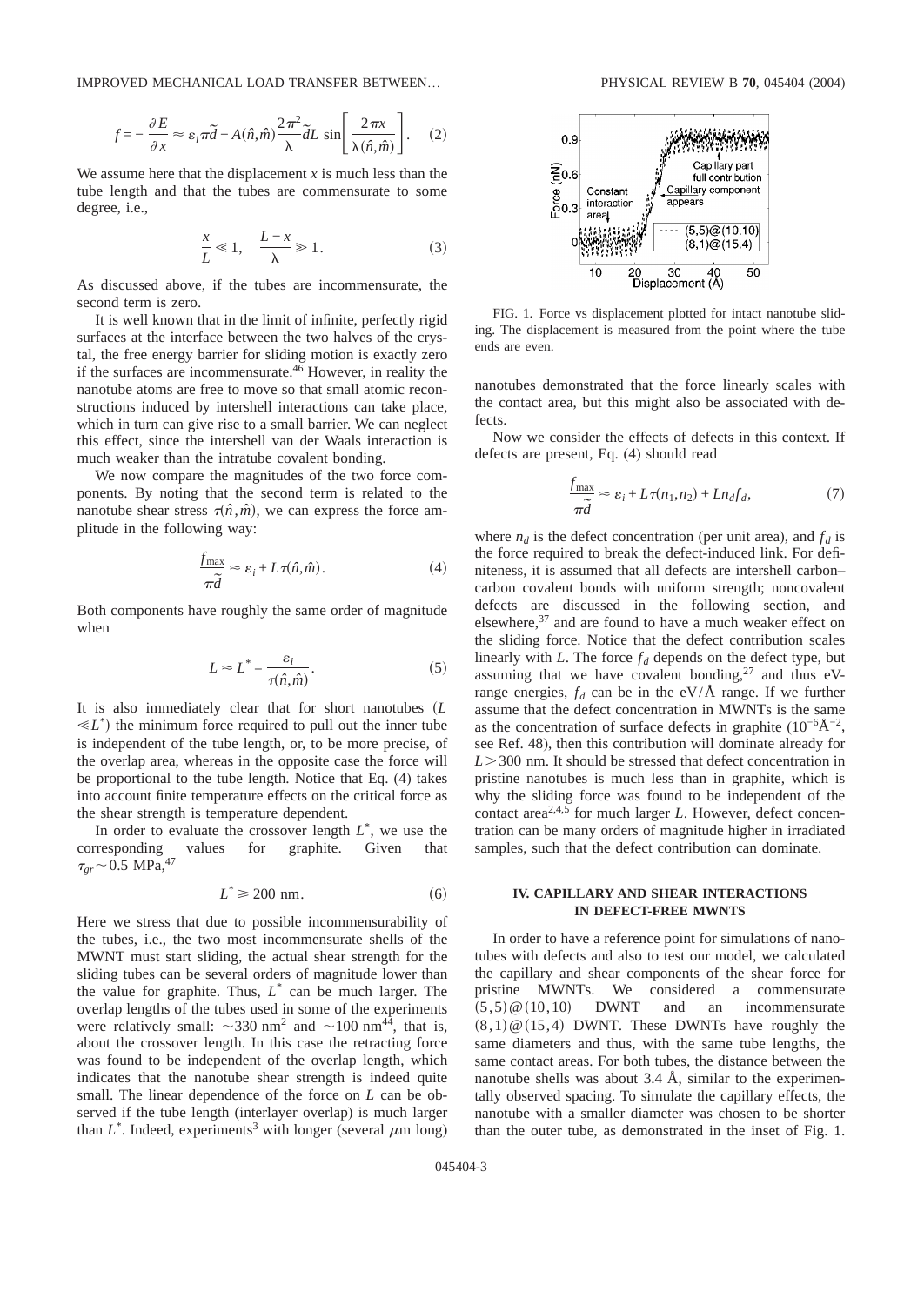$$f = -\frac{\partial E}{\partial x} \approx \varepsilon_i \pi \tilde{d} - A(\hat{n},\hat{m}) \frac{2\pi^2}{\lambda} \tilde{d} L \sin\left[\frac{2\pi x}{\lambda(\hat{n},\hat{m})}\right]. \quad (2)$$

We assume here that the displacement $x$ is much less than the tube length and that the tubes are commensurate to some degree, i.e.,

$$\frac{x}{L} \ll 1, \quad \frac{L-x}{\lambda} \gg 1. \quad (3)$$

As discussed above, if the tubes are incommensurate, the second term is zero.

It is well known that in the limit of infinite, perfectly rigid surfaces at the interface between the two halves of the crystal, the free energy barrier for sliding motion is exactly zero if the surfaces are incommensurate.[46] However, in reality the nanotube atoms are free to move so that small atomic reconstructions induced by intershell interactions can take place, which in turn can give rise to a small barrier. We can neglect this effect, since the intershell van der Waals interaction is much weaker than the intratube covalent bonding.

We now compare the magnitudes of the two force components. By noting that the second term is related to the nanotube shear stress $\tau(\hat{n},\hat{m})$, we can express the force amplitude in the following way:

$$\frac{f_{\max}}{\pi \tilde{d}} \approx \varepsilon_i + L\tau(\hat{n},\hat{m}). \quad (4)$$

Both components have roughly the same order of magnitude when

$$L \approx L^* = \frac{\varepsilon_i}{\tau(\hat{n},\hat{m})}. \quad (5)$$

It is also immediately clear that for short nanotubes ($L \ll L^*$) the minimum force required to pull out the inner tube is independent of the tube length, or, to be more precise, of the overlap area, whereas in the opposite case the force will be proportional to the tube length. Notice that Eq. (4) takes into account finite temperature effects on the critical force as the shear strength is temperature dependent.

In order to evaluate the crossover length $L^*$, we use the corresponding values for graphite. Given that $\tau_{gr} \sim 0.5$ MPa,[47]

$$L^* \geq 200 \text{ nm}. \quad (6)$$

Here we stress that due to possible incommensurability of the tubes, i.e., the two most incommensurate shells of the MWNT must start sliding, the actual shear strength for the sliding tubes can be several orders of magnitude lower than the value for graphite. Thus, $L^*$ can be much larger. The overlap lengths of the tubes used in some of the experiments were relatively small: $\sim 330$ nm[2] and $\sim 100$ nm[44], that is, about the crossover length. In this case the retracting force was found to be independent of the overlap length, which indicates that the nanotube shear strength is indeed quite small. The linear dependence of the force on $L$ can be observed if the tube length (interlayer overlap) is much larger than $L^*$. Indeed, experiments[3] with longer (several $\mu$m long) nanotubes demonstrated that the force linearly scales with the contact area, but this might also be associated with defects.

FIG. 1. Force vs displacement plotted for intact nanotube sliding. The displacement is measured from the point where the tube ends are even.

Now we consider the effects of defects in this context. If defects are present, Eq. (4) should read

$$\frac{f_{\max}}{\pi \tilde{d}} \approx \varepsilon_i + L\tau(n_1,n_2) + Ln_d f_d, \quad (7)$$

where $n_d$ is the defect concentration (per unit area), and $f_d$ is the force required to break the defect-induced link. For definiteness, it is assumed that all defects are intershell carbon–carbon covalent bonds with uniform strength; noncovalent defects are discussed in the following section, and elsewhere,[37] and are found to have a much weaker effect on the sliding force. Notice that the defect contribution scales linearly with $L$. The force $f_d$ depends on the defect type, but assuming that we have covalent bonding,[27] and thus eV-range energies, $f_d$ can be in the eV/Å range. If we further assume that the defect concentration in MWNTs is the same as the concentration of surface defects in graphite ($10^{-6}$Å$^{-2}$, see Ref. 48), then this contribution will dominate already for $L > 300$ nm. It should be stressed that defect concentration in pristine nanotubes is much less than in graphite, which is why the sliding force was found to be independent of the contact area[2,4,5] for much larger $L$. However, defect concentration can be many orders of magnitude higher in irradiated samples, such that the defect contribution can dominate.

## IV. CAPILLARY AND SHEAR INTERACTIONS IN DEFECT-FREE MWNTS

In order to have a reference point for simulations of nanotubes with defects and also to test our model, we calculated the capillary and shear components of the shear force for pristine MWNTs. We considered a commensurate $(5,5)@(10,10)$ DWNT and an incommensurate $(8,1)@(15,4)$ DWNT. These DWNTs have roughly the same diameters and thus, with the same tube lengths, the same contact areas. For both tubes, the distance between the nanotube shells was about 3.4 Å, similar to the experimentally observed spacing. To simulate the capillary effects, the nanotube with a smaller diameter was chosen to be shorter than the outer tube, as demonstrated in the inset of Fig. 1.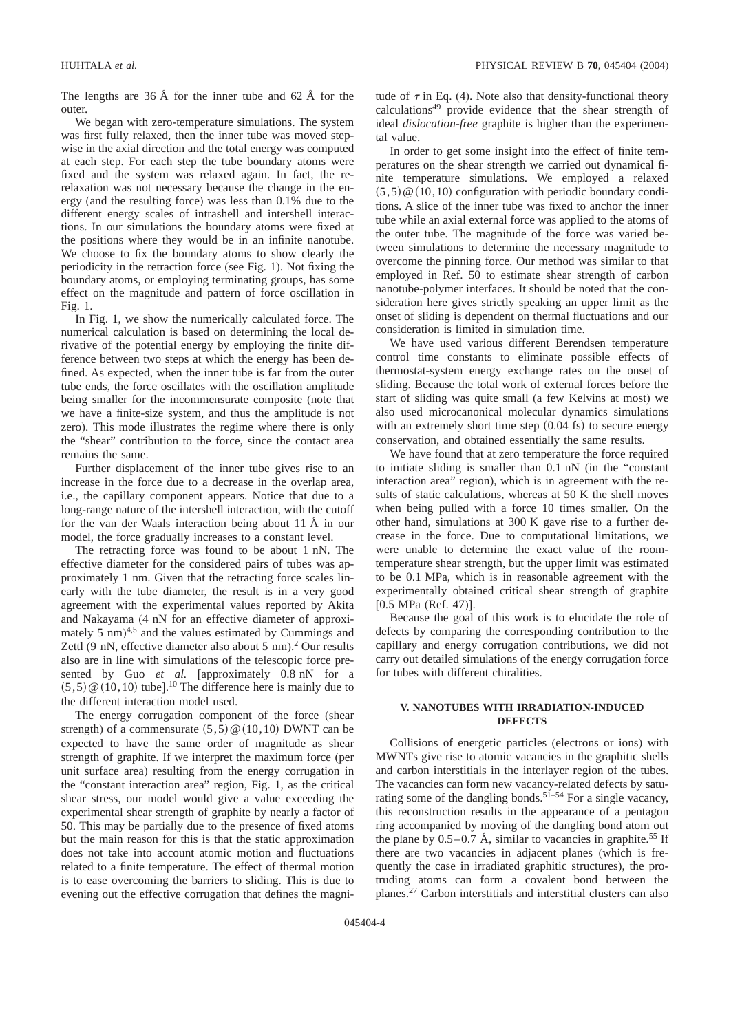The lengths are 36 Å for the inner tube and 62 Å for the outer.

We began with zero-temperature simulations. The system was first fully relaxed, then the inner tube was moved stepwise in the axial direction and the total energy was computed at each step. For each step the tube boundary atoms were fixed and the system was relaxed again. In fact, the re-relaxation was not necessary because the change in the energy (and the resulting force) was less than 0.1% due to the different energy scales of intrashell and intershell interactions. In our simulations the boundary atoms were fixed at the positions where they would be in an infinite nanotube. We choose to fix the boundary atoms to show clearly the periodicity in the retraction force (see Fig. 1). Not fixing the boundary atoms, or employing terminating groups, has some effect on the magnitude and pattern of force oscillation in Fig. 1.

In Fig. 1, we show the numerically calculated force. The numerical calculation is based on determining the local derivative of the potential energy by employing the finite difference between two steps at which the energy has been defined. As expected, when the inner tube is far from the outer tube ends, the force oscillates with the oscillation amplitude being smaller for the incommensurate composite (note that we have a finite-size system, and thus the amplitude is not zero). This mode illustrates the regime where there is only the "shear" contribution to the force, since the contact area remains the same.

Further displacement of the inner tube gives rise to an increase in the force due to a decrease in the overlap area, i.e., the capillary component appears. Notice that due to a long-range nature of the intershell interaction, with the cutoff for the van der Waals interaction being about 11 Å in our model, the force gradually increases to a constant level.

The retracting force was found to be about 1 nN. The effective diameter for the considered pairs of tubes was approximately 1 nm. Given that the retracting force scales linearly with the tube diameter, the result is in a very good agreement with the experimental values reported by Akita and Nakayama (4 nN for an effective diameter of approximately 5 nm)[4,5] and the values estimated by Cummings and Zettl (9 nN, effective diameter also about 5 nm).[2] Our results also are in line with simulations of the telescopic force presented by Guo *et al.* [approximately 0.8 nN for a $(5,5)@(10,10)$ tube].[10] The difference here is mainly due to the different interaction model used.

The energy corrugation component of the force (shear strength) of a commensurate $(5,5)@(10,10)$ DWNT can be expected to have the same order of magnitude as shear strength of graphite. If we interpret the maximum force (per unit surface area) resulting from the energy corrugation in the "constant interaction area" region, Fig. 1, as the critical shear stress, our model would give a value exceeding the experimental shear strength of graphite by nearly a factor of 50. This may be partially due to the presence of fixed atoms but the main reason for this is that the static approximation does not take into account atomic motion and fluctuations related to a finite temperature. The effect of thermal motion is to ease overcoming the barriers to sliding. This is due to evening out the effective corrugation that defines the magnitude of $\tau$ in Eq. (4). Note also that density-functional theory calculations[49] provide evidence that the shear strength of ideal *dislocation-free* graphite is higher than the experimental value.

In order to get some insight into the effect of finite temperatures on the shear strength we carried out dynamical finite temperature simulations. We employed a relaxed $(5,5)@(10,10)$ configuration with periodic boundary conditions. A slice of the inner tube was fixed to anchor the inner tube while an axial external force was applied to the atoms of the outer tube. The magnitude of the force was varied between simulations to determine the necessary magnitude to overcome the pinning force. Our method was similar to that employed in Ref. 50 to estimate shear strength of carbon nanotube-polymer interfaces. It should be noted that the consideration here gives strictly speaking an upper limit as the onset of sliding is dependent on thermal fluctuations and our consideration is limited in simulation time.

We have used various different Berendsen temperature control time constants to eliminate possible effects of thermostat-system energy exchange rates on the onset of sliding. Because the total work of external forces before the start of sliding was quite small (a few Kelvins at most) we also used microcanonical molecular dynamics simulations with an extremely short time step (0.04 fs) to secure energy conservation, and obtained essentially the same results.

We have found that at zero temperature the force required to initiate sliding is smaller than 0.1 nN (in the "constant interaction area" region), which is in agreement with the results of static calculations, whereas at 50 K the shell moves when being pulled with a force 10 times smaller. On the other hand, simulations at 300 K gave rise to a further decrease in the force. Due to computational limitations, we were unable to determine the exact value of the room-temperature shear strength, but the upper limit was estimated to be 0.1 MPa, which is in reasonable agreement with the experimentally obtained critical shear strength of graphite [0.5 MPa (Ref. 47)].

Because the goal of this work is to elucidate the role of defects by comparing the corresponding contribution to the capillary and energy corrugation contributions, we did not carry out detailed simulations of the energy corrugation force for tubes with different chiralities.

## V. NANOTUBES WITH IRRADIATION-INDUCED DEFECTS

Collisions of energetic particles (electrons or ions) with MWNTs give rise to atomic vacancies in the graphitic shells and carbon interstitials in the interlayer region of the tubes. The vacancies can form new vacancy-related defects by saturating some of the dangling bonds.[51–54] For a single vacancy, this reconstruction results in the appearance of a pentagon ring accompanied by moving of the dangling bond atom out the plane by 0.5–0.7 Å, similar to vacancies in graphite.[55] If there are two vacancies in adjacent planes (which is frequently the case in irradiated graphitic structures), the protruding atoms can form a covalent bond between the planes.[27] Carbon interstitials and interstitial clusters can also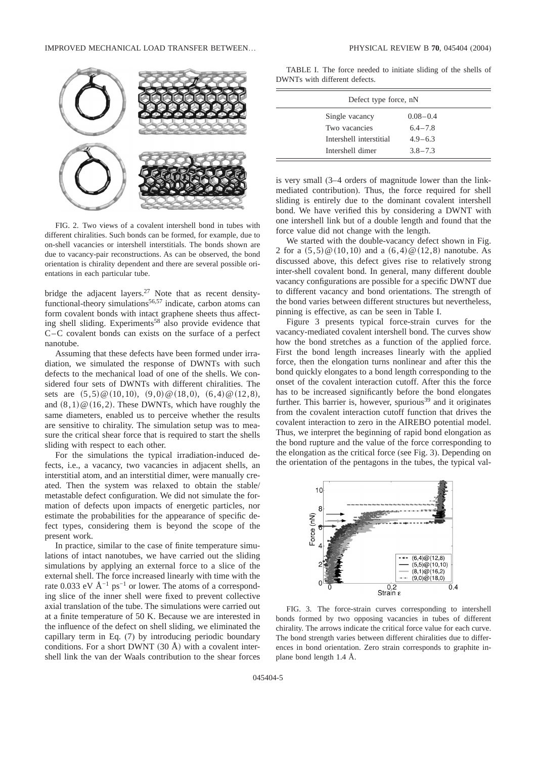FIG. 2. Two views of a covalent intershell bond in tubes with different chiralities. Such bonds can be formed, for example, due to on-shell vacancies or intershell interstitials. The bonds shown are due to vacancy-pair reconstructions. As can be observed, the bond orientation is chirality dependent and there are several possible orientations in each particular tube.

bridge the adjacent layers.[27] Note that as recent density-functional-theory simulations[56,57] indicate, carbon atoms can form covalent bonds with intact graphene sheets thus affecting shell sliding. Experiments[58] also provide evidence that C–C covalent bonds can exists on the surface of a perfect nanotube.

Assuming that these defects have been formed under irradiation, we simulated the response of DWNTs with such defects to the mechanical load of one of the shells. We considered four sets of DWNTs with different chiralities. The sets are $(5,5)@(10,10)$, $(9,0)@(18,0)$, $(6,4)@(12,8)$, and $(8,1)@(16,2)$. These DWNTs, which have roughly the same diameters, enabled us to perceive whether the results are sensitive to chirality. The simulation setup was to measure the critical shear force that is required to start the shells sliding with respect to each other.

For the simulations the typical irradiation-induced defects, i.e., a vacancy, two vacancies in adjacent shells, an interstitial atom, and an interstitial dimer, were manually created. Then the system was relaxed to obtain the stable/metastable defect configuration. We did not simulate the formation of defects upon impacts of energetic particles, nor estimate the probabilities for the appearance of specific defect types, considering them is beyond the scope of the present work.

In practice, similar to the case of finite temperature simulations of intact nanotubes, we have carried out the sliding simulations by applying an external force to a slice of the external shell. The force increased linearly with time with the rate 0.033 eV $Å^{-1}$ $ps^{-1}$ or lower. The atoms of a corresponding slice of the inner shell were fixed to prevent collective axial translation of the tube. The simulations were carried out at a finite temperature of 50 K. Because we are interested in the influence of the defect on shell sliding, we eliminated the capillary term in Eq. (7) by introducing periodic boundary conditions. For a short DWNT (30 Å) with a covalent intershell link the van der Waals contribution to the shear forces

TABLE I. The force needed to initiate sliding of the shells of DWNTs with different defects.

| Defect type | force, nN |
|---|---|
| Single vacancy | 0.08–0.4 |
| Two vacancies | 6.4–7.8 |
| Intershell interstitial | 4.9–6.3 |
| Intershell dimer | 3.8–7.3 |

is very small (3–4 orders of magnitude lower than the link-mediated contribution). Thus, the force required for shell sliding is entirely due to the dominant covalent intershell bond. We have verified this by considering a DWNT with one intershell link but of a double length and found that the force value did not change with the length.

We started with the double-vacancy defect shown in Fig. 2 for a $(5,5)@(10,10)$ and a $(6,4)@(12,8)$ nanotube. As discussed above, this defect gives rise to relatively strong inter-shell covalent bond. In general, many different double vacancy configurations are possible for a specific DWNT due to different vacancy and bond orientations. The strength of the bond varies between different structures but nevertheless, pinning is effective, as can be seen in Table I.

Figure 3 presents typical force-strain curves for the vacancy-mediated covalent intershell bond. The curves show how the bond stretches as a function of the applied force. First the bond length increases linearly with the applied force, then the elongation turns nonlinear and after this the bond quickly elongates to a bond length corresponding to the onset of the covalent interaction cutoff. After this the force has to be increased significantly before the bond elongates further. This barrier is, however, spurious[39] and it originates from the covalent interaction cutoff function that drives the covalent interaction to zero in the AIREBO potential model. Thus, we interpret the beginning of rapid bond elongation as the bond rupture and the value of the force corresponding to the elongation as the critical force (see Fig. 3). Depending on the orientation of the pentagons in the tubes, the typical val-

FIG. 3. The force-strain curves corresponding to intershell bonds formed by two opposing vacancies in tubes of different chirality. The arrows indicate the critical force value for each curve. The bond strength varies between different chiralities due to differences in bond orientation. Zero strain corresponds to graphite in-plane bond length 1.4 Å.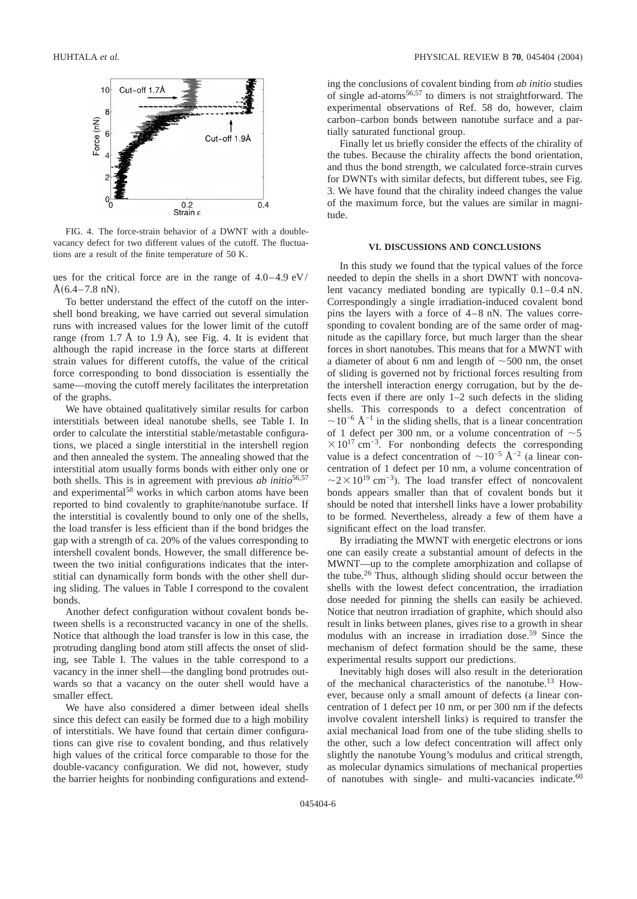FIG. 4. The force-strain behavior of a DWNT with a double-vacancy defect for two different values of the cutoff. The fluctuations are a result of the finite temperature of 50 K.

ues for the critical force are in the range of 4.0–4.9 eV/Å(6.4–7.8 nN).

To better understand the effect of the cutoff on the intershell bond breaking, we have carried out several simulation runs with increased values for the lower limit of the cutoff range (from 1.7 Å to 1.9 Å), see Fig. 4. It is evident that although the rapid increase in the force starts at different strain values for different cutoffs, the value of the critical force corresponding to bond dissociation is essentially the same—moving the cutoff merely facilitates the interpretation of the graphs.

We have obtained qualitatively similar results for carbon interstitials between ideal nanotube shells, see Table I. In order to calculate the interstitial stable/metastable configurations, we placed a single interstitial in the intershell region and then annealed the system. The annealing showed that the interstitial atom usually forms bonds with either only one or both shells. This is in agreement with previous *ab initio*[56,57] and experimental[58] works in which carbon atoms have been reported to bind covalently to graphite/nanotube surface. If the interstitial is covalently bound to only one of the shells, the load transfer is less efficient than if the bond bridges the gap with a strength of ca. 20% of the values corresponding to intershell covalent bonds. However, the small difference between the two initial configurations indicates that the interstitial can dynamically form bonds with the other shell during sliding. The values in Table I correspond to the covalent bonds.

Another defect configuration without covalent bonds between shells is a reconstructed vacancy in one of the shells. Notice that although the load transfer is low in this case, the protruding dangling bond atom still affects the onset of sliding, see Table I. The values in the table correspond to a vacancy in the inner shell—the dangling bond protrudes outwards so that a vacancy on the outer shell would have a smaller effect.

We have also considered a dimer between ideal shells since this defect can easily be formed due to a high mobility of interstitials. We have found that certain dimer configurations can give rise to covalent bonding, and thus relatively high values of the critical force comparable to those for the double-vacancy configuration. We did not, however, study the barrier heights for nonbinding configurations and extending the conclusions of covalent binding from *ab initio* studies of single ad-atoms[56,57] to dimers is not straightforward. The experimental observations of Ref. 58 do, however, claim carbon–carbon bonds between nanotube surface and a partially saturated functional group.

Finally let us briefly consider the effects of the chirality of the tubes. Because the chirality affects the bond orientation, and thus the bond strength, we calculated force-strain curves for DWNTs with similar defects, but different tubes, see Fig. 3. We have found that the chirality indeed changes the value of the maximum force, but the values are similar in magnitude.

## VI. DISCUSSIONS AND CONCLUSIONS

In this study we found that the typical values of the force needed to depin the shells in a short DWNT with noncovalent vacancy mediated bonding are typically 0.1–0.4 nN. Correspondingly a single irradiation-induced covalent bond pins the layers with a force of 4–8 nN. The values corresponding to covalent bonding are of the same order of magnitude as the capillary force, but much larger than the shear forces in short nanotubes. This means that for a MWNT with a diameter of about 6 nm and length of ~500 nm, the onset of sliding is governed not by frictional forces resulting from the intershell interaction energy corrugation, but by the defects even if there are only 1–2 such defects in the sliding shells. This corresponds to a defect concentration of $\sim 10^{-6}$ Å$^{-1}$ in the sliding shells, that is a linear concentration of 1 defect per 300 nm, or a volume concentration of $\sim 5 \times 10^{17}$ cm$^{-3}$. For nonbonding defects the corresponding value is a defect concentration of $\sim 10^{-5}$ Å$^{-2}$ (a linear concentration of 1 defect per 10 nm, a volume concentration of $\sim 2 \times 10^{19}$ cm$^{-3}$). The load transfer effect of noncovalent bonds appears smaller than that of covalent bonds but it should be noted that intershell links have a lower probability to be formed. Nevertheless, already a few of them have a significant effect on the load transfer.

By irradiating the MWNT with energetic electrons or ions one can easily create a substantial amount of defects in the MWNT—up to the complete amorphization and collapse of the tube.[26] Thus, although sliding should occur between the shells with the lowest defect concentration, the irradiation dose needed for pinning the shells can easily be achieved. Notice that neutron irradiation of graphite, which should also result in links between planes, gives rise to a growth in shear modulus with an increase in irradiation dose.[59] Since the mechanism of defect formation should be the same, these experimental results support our predictions.

Inevitably high doses will also result in the deterioration of the mechanical characteristics of the nanotube.[13] However, because only a small amount of defects (a linear concentration of 1 defect per 10 nm, or per 300 nm if the defects involve covalent intershell links) is required to transfer the axial mechanical load from one of the tube sliding shells to the other, such a low defect concentration will affect only slightly the nanotube Young's modulus and critical strength, as molecular dynamics simulations of mechanical properties of nanotubes with single- and multi-vacancies indicate.[60]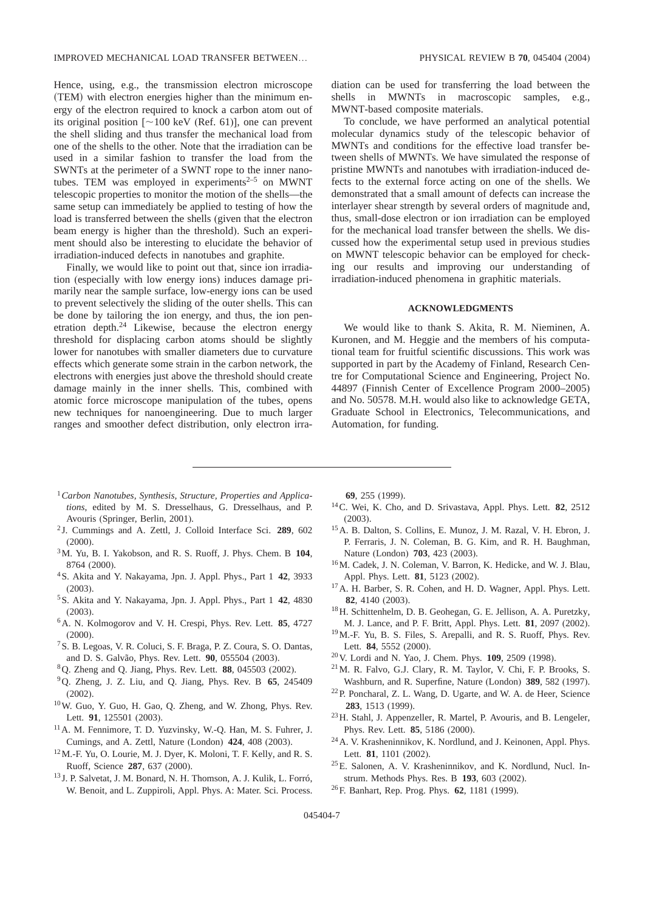Hence, using, e.g., the transmission electron microscope (TEM) with electron energies higher than the minimum energy of the electron required to knock a carbon atom out of its original position [$\sim$100 keV (Ref. 61)], one can prevent the shell sliding and thus transfer the mechanical load from one of the shells to the other. Note that the irradiation can be used in a similar fashion to transfer the load from the SWNTs at the perimeter of a SWNT rope to the inner nanotubes. TEM was employed in experiments[2–5] on MWNT telescopic properties to monitor the motion of the shells—the same setup can immediately be applied to testing of how the load is transferred between the shells (given that the electron beam energy is higher than the threshold). Such an experiment should also be interesting to elucidate the behavior of irradiation-induced defects in nanotubes and graphite.

Finally, we would like to point out that, since ion irradiation (especially with low energy ions) induces damage primarily near the sample surface, low-energy ions can be used to prevent selectively the sliding of the outer shells. This can be done by tailoring the ion energy, and thus, the ion penetration depth.[24] Likewise, because the electron energy threshold for displacing carbon atoms should be slightly lower for nanotubes with smaller diameters due to curvature effects which generate some strain in the carbon network, the electrons with energies just above the threshold should create damage mainly in the inner shells. This, combined with atomic force microscope manipulation of the tubes, opens new techniques for nanoengineering. Due to much larger ranges and smoother defect distribution, only electron irradiation can be used for transferring the load between the shells in MWNTs in macroscopic samples, e.g., MWNT-based composite materials.

To conclude, we have performed an analytical potential molecular dynamics study of the telescopic behavior of MWNTs and conditions for the effective load transfer between shells of MWNTs. We have simulated the response of pristine MWNTs and nanotubes with irradiation-induced defects to the external force acting on one of the shells. We demonstrated that a small amount of defects can increase the interlayer shear strength by several orders of magnitude and, thus, small-dose electron or ion irradiation can be employed for the mechanical load transfer between the shells. We discussed how the experimental setup used in previous studies on MWNT telescopic behavior can be employed for checking our results and improving our understanding of irradiation-induced phenomena in graphitic materials.

## ACKNOWLEDGMENTS

We would like to thank S. Akita, R. M. Nieminen, A. Kuronen, and M. Heggie and the members of his computational team for fruitful scientific discussions. This work was supported in part by the Academy of Finland, Research Centre for Computational Science and Engineering, Project No. 44897 (Finnish Center of Excellence Program 2000–2005) and No. 50578. M.H. would also like to acknowledge GETA, Graduate School in Electronics, Telecommunications, and Automation, for funding.

---

[1] *Carbon Nanotubes, Synthesis, Structure, Properties and Applications*, edited by M. S. Dresselhaus, G. Dresselhaus, and P. Avouris (Springer, Berlin, 2001).

[2] J. Cummings and A. Zettl, J. Colloid Interface Sci. **289**, 602 (2000).

[3] M. Yu, B. I. Yakobson, and R. S. Ruoff, J. Phys. Chem. B **104**, 8764 (2000).

[4] S. Akita and Y. Nakayama, Jpn. J. Appl. Phys., Part 1 **42**, 3933 (2003).

[5] S. Akita and Y. Nakayama, Jpn. J. Appl. Phys., Part 1 **42**, 4830 (2003).

[6] A. N. Kolmogorov and V. H. Crespi, Phys. Rev. Lett. **85**, 4727 (2000).

[7] S. B. Legoas, V. R. Coluci, S. F. Braga, P. Z. Coura, S. O. Dantas, and D. S. Galvão, Phys. Rev. Lett. **90**, 055504 (2003).

[8] Q. Zheng and Q. Jiang, Phys. Rev. Lett. **88**, 045503 (2002).

[9] Q. Zheng, J. Z. Liu, and Q. Jiang, Phys. Rev. B **65**, 245409 (2002).

[10] W. Guo, Y. Guo, H. Gao, Q. Zheng, and W. Zhong, Phys. Rev. Lett. **91**, 125501 (2003).

[11] A. M. Fennimore, T. D. Yuzvinsky, W.-Q. Han, M. S. Fuhrer, J. Cumings, and A. Zettl, Nature (London) **424**, 408 (2003).

[12] M.-F. Yu, O. Lourie, M. J. Dyer, K. Moloni, T. F. Kelly, and R. S. Ruoff, Science **287**, 637 (2000).

[13] J. P. Salvetat, J. M. Bonard, N. H. Thomson, A. J. Kulik, L. Forró, W. Benoit, and L. Zuppiroli, Appl. Phys. A: Mater. Sci. Process. **69**, 255 (1999).

[14] C. Wei, K. Cho, and D. Srivastava, Appl. Phys. Lett. **82**, 2512 (2003).

[15] A. B. Dalton, S. Collins, E. Munoz, J. M. Razal, V. H. Ebron, J. P. Ferraris, J. N. Coleman, B. G. Kim, and R. H. Baughman, Nature (London) **703**, 423 (2003).

[16] M. Cadek, J. N. Coleman, V. Barron, K. Hedicke, and W. J. Blau, Appl. Phys. Lett. **81**, 5123 (2002).

[17] A. H. Barber, S. R. Cohen, and H. D. Wagner, Appl. Phys. Lett. **82**, 4140 (2003).

[18] H. Schittenhelm, D. B. Geohegan, G. E. Jellison, A. A. Puretzky, M. J. Lance, and P. F. Britt, Appl. Phys. Lett. **81**, 2097 (2002).

[19] M.-F. Yu, B. S. Files, S. Arepalli, and R. S. Ruoff, Phys. Rev. Lett. **84**, 5552 (2000).

[20] V. Lordi and N. Yao, J. Chem. Phys. **109**, 2509 (1998).

[21] M. R. Falvo, G.J. Clary, R. M. Taylor, V. Chi, F. P. Brooks, S. Washburn, and R. Superfine, Nature (London) **389**, 582 (1997).

[22] P. Poncharal, Z. L. Wang, D. Ugarte, and W. A. de Heer, Science **283**, 1513 (1999).

[23] H. Stahl, J. Appenzeller, R. Martel, P. Avouris, and B. Lengeler, Phys. Rev. Lett. **85**, 5186 (2000).

[24] A. V. Krasheninnikov, K. Nordlund, and J. Keinonen, Appl. Phys. Lett. **81**, 1101 (2002).

[25] E. Salonen, A. V. Krasheninnikov, and K. Nordlund, Nucl. Instrum. Methods Phys. Res. B **193**, 603 (2002).

[26] F. Banhart, Rep. Prog. Phys. **62**, 1181 (1999).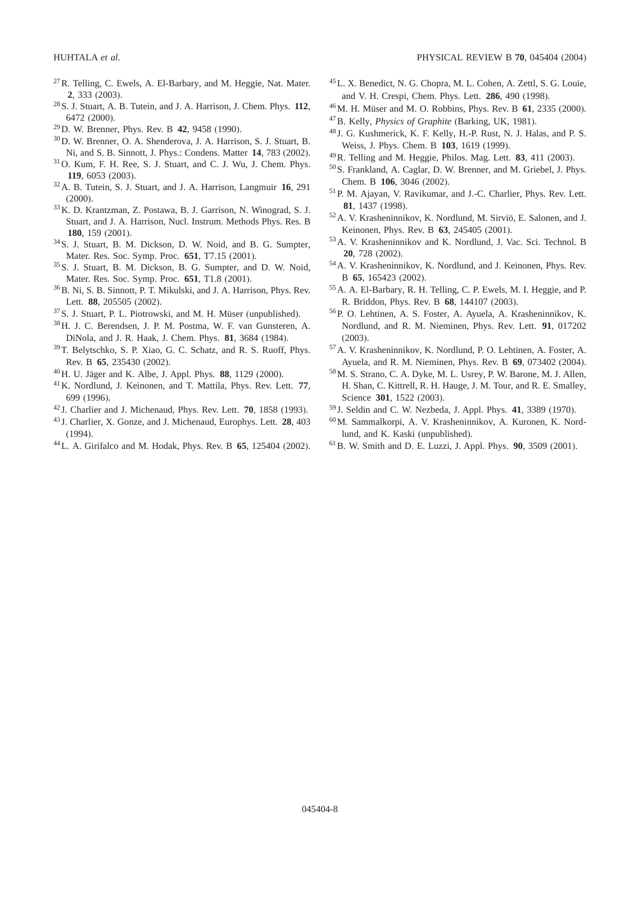[27] R. Telling, C. Ewels, A. El-Barbary, and M. Heggie, Nat. Mater. **2**, 333 (2003).

[28] S. J. Stuart, A. B. Tutein, and J. A. Harrison, J. Chem. Phys. **112**, 6472 (2000).

[29] D. W. Brenner, Phys. Rev. B **42**, 9458 (1990).

[30] D. W. Brenner, O. A. Shenderova, J. A. Harrison, S. J. Stuart, B. Ni, and S. B. Sinnott, J. Phys.: Condens. Matter **14**, 783 (2002).

[31] O. Kum, F. H. Ree, S. J. Stuart, and C. J. Wu, J. Chem. Phys. **119**, 6053 (2003).

[32] A. B. Tutein, S. J. Stuart, and J. A. Harrison, Langmuir **16**, 291 (2000).

[33] K. D. Krantzman, Z. Postawa, B. J. Garrison, N. Winograd, S. J. Stuart, and J. A. Harrison, Nucl. Instrum. Methods Phys. Res. B **180**, 159 (2001).

[34] S. J. Stuart, B. M. Dickson, D. W. Noid, and B. G. Sumpter, Mater. Res. Soc. Symp. Proc. **651**, T7.15 (2001).

[35] S. J. Stuart, B. M. Dickson, B. G. Sumpter, and D. W. Noid, Mater. Res. Soc. Symp. Proc. **651**, T1.8 (2001).

[36] B. Ni, S. B. Sinnott, P. T. Mikulski, and J. A. Harrison, Phys. Rev. Lett. **88**, 205505 (2002).

[37] S. J. Stuart, P. L. Piotrowski, and M. H. Müser (unpublished).

[38] H. J. C. Berendsen, J. P. M. Postma, W. F. van Gunsteren, A. DiNola, and J. R. Haak, J. Chem. Phys. **81**, 3684 (1984).

[39] T. Belytschko, S. P. Xiao, G. C. Schatz, and R. S. Ruoff, Phys. Rev. B **65**, 235430 (2002).

[40] H. U. Jäger and K. Albe, J. Appl. Phys. **88**, 1129 (2000).

[41] K. Nordlund, J. Keinonen, and T. Mattila, Phys. Rev. Lett. **77**, 699 (1996).

[42] J. Charlier and J. Michenaud, Phys. Rev. Lett. **70**, 1858 (1993).

[43] J. Charlier, X. Gonze, and J. Michenaud, Europhys. Lett. **28**, 403 (1994).

[44] L. A. Girifalco and M. Hodak, Phys. Rev. B **65**, 125404 (2002).

[45] L. X. Benedict, N. G. Chopra, M. L. Cohen, A. Zettl, S. G. Louie, and V. H. Crespi, Chem. Phys. Lett. **286**, 490 (1998).

[46] M. H. Müser and M. O. Robbins, Phys. Rev. B **61**, 2335 (2000).

[47] B. Kelly, *Physics of Graphite* (Barking, UK, 1981).

[48] J. G. Kushmerick, K. F. Kelly, H.-P. Rust, N. J. Halas, and P. S. Weiss, J. Phys. Chem. B **103**, 1619 (1999).

[49] R. Telling and M. Heggie, Philos. Mag. Lett. **83**, 411 (2003).

[50] S. Frankland, A. Caglar, D. W. Brenner, and M. Griebel, J. Phys. Chem. B **106**, 3046 (2002).

[51] P. M. Ajayan, V. Ravikumar, and J.-C. Charlier, Phys. Rev. Lett. **81**, 1437 (1998).

[52] A. V. Krasheninnikov, K. Nordlund, M. Sirviö, E. Salonen, and J. Keinonen, Phys. Rev. B **63**, 245405 (2001).

[53] A. V. Krasheninnikov and K. Nordlund, J. Vac. Sci. Technol. B **20**, 728 (2002).

[54] A. V. Krasheninnikov, K. Nordlund, and J. Keinonen, Phys. Rev. B **65**, 165423 (2002).

[55] A. A. El-Barbary, R. H. Telling, C. P. Ewels, M. I. Heggie, and P. R. Briddon, Phys. Rev. B **68**, 144107 (2003).

[56] P. O. Lehtinen, A. S. Foster, A. Ayuela, A. Krasheninnikov, K. Nordlund, and R. M. Nieminen, Phys. Rev. Lett. **91**, 017202 (2003).

[57] A. V. Krasheninnikov, K. Nordlund, P. O. Lehtinen, A. Foster, A. Ayuela, and R. M. Nieminen, Phys. Rev. B **69**, 073402 (2004).

[58] M. S. Strano, C. A. Dyke, M. L. Usrey, P. W. Barone, M. J. Allen, H. Shan, C. Kittrell, R. H. Hauge, J. M. Tour, and R. E. Smalley, Science **301**, 1522 (2003).

[59] J. Seldin and C. W. Nezbeda, J. Appl. Phys. **41**, 3389 (1970).

[60] M. Sammalkorpi, A. V. Krasheninnikov, A. Kuronen, K. Nordlund, and K. Kaski (unpublished).

[61] B. W. Smith and D. E. Luzzi, J. Appl. Phys. **90**, 3509 (2001).